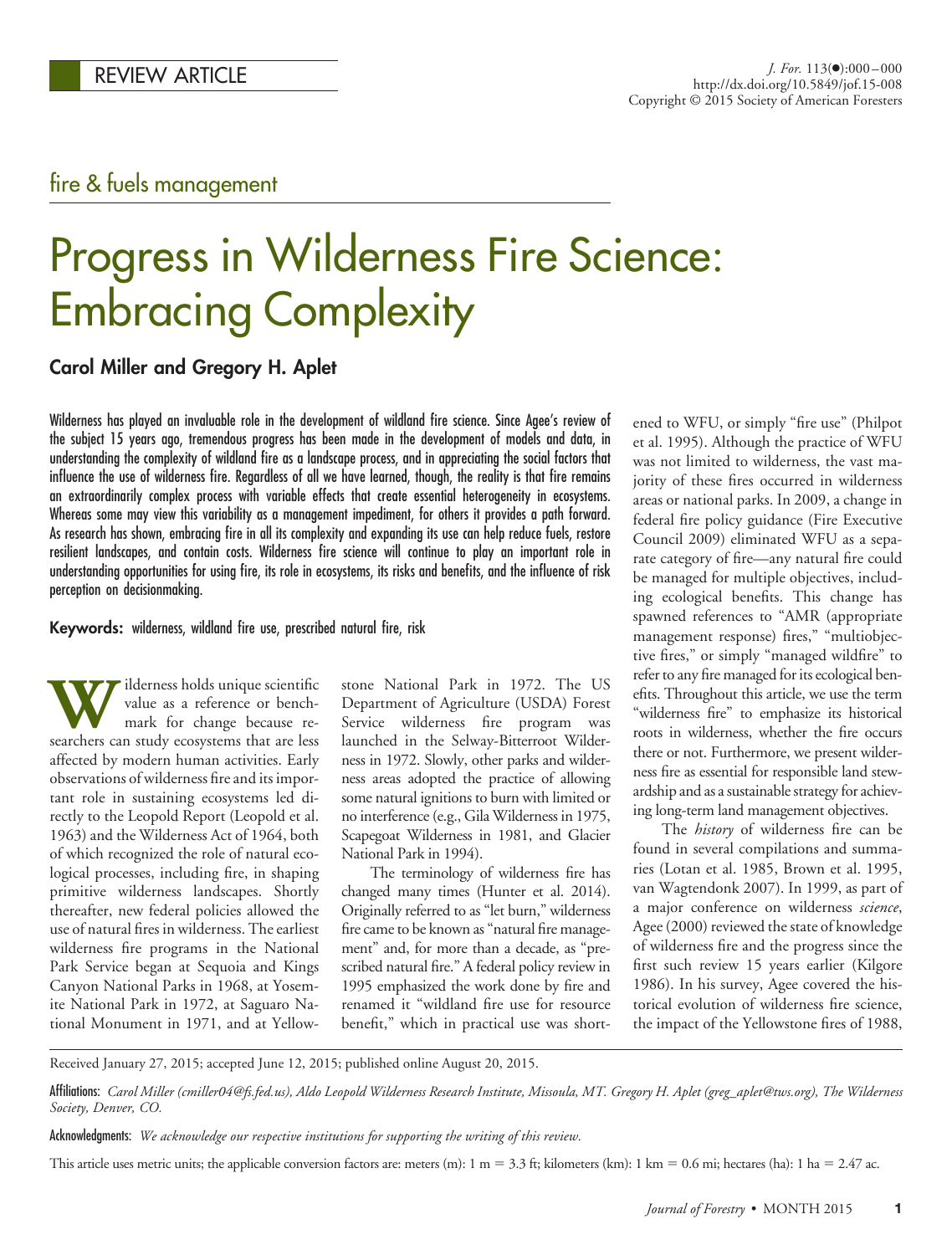REVIEW ARTICLE

fire & fuels management

# Progress in Wilderness Fire Science: Embracing Complexity

**Carol Miller and Gregory H. Aplet**

Wilderness has played an invaluable role in the development of wildland fire science. Since Agee's review of the subject 15 years ago, tremendous progress has been made in the development of models and data, in understanding the complexity of wildland fire as a landscape process, and in appreciating the social factors that influence the use of wilderness fire. Regardless of all we have learned, though, the reality is that fire remains an extraordinarily complex process with variable effects that create essential heterogeneity in ecosystems. Whereas some may view this variability as a management impediment, for others it provides a path forward. As research has shown, embracing fire in all its complexity and expanding its use can help reduce fuels, restore resilient landscapes, and contain costs. Wilderness fire science will continue to play an important role in understanding opportunities for using fire, its role in ecosystems, its risks and benefits, and the influence of risk perception on decisionmaking.

**Keywords:** wilderness, wildland fire use, prescribed natural fire, risk

Wilderness holds unique scientific value as a reference or benchmark for change because researchers can study ecosystems that are less affected by modern human activities. Early observations of wilderness fire and its important role in sustaining ecosystems led directly to the Leopold Report (Leopold et al. 1963) and the Wilderness Act of 1964, both of which recognized the role of natural ecological processes, including fire, in shaping primitive wilderness landscapes. Shortly thereafter, new federal policies allowed the use of natural fires in wilderness. The earliest wilderness fire programs in the National Park Service began at Sequoia and Kings Canyon National Parks in 1968, at Yosemite National Park in 1972, at Saguaro National Monument in 1971, and at Yellowstone National Park in 1972. The US Department of Agriculture (USDA) Forest Service wilderness fire program was launched in the Selway-Bitterroot Wilderness in 1972. Slowly, other parks and wilderness areas adopted the practice of allowing some natural ignitions to burn with limited or no interference (e.g., Gila Wilderness in 1975, Scapegoat Wilderness in 1981, and Glacier National Park in 1994).

The terminology of wilderness fire has changed many times (Hunter et al. 2014). Originally referred to as "let burn," wilderness fire came to be known as "natural fire management" and, for more than a decade, as "prescribed natural fire." A federal policy review in 1995 emphasized the work done by fire and renamed it "wildland fire use for resource benefit," which in practical use was shortened to WFU, or simply "fire use" (Philpot et al. 1995). Although the practice of WFU was not limited to wilderness, the vast majority of these fires occurred in wilderness areas or national parks. In 2009, a change in federal fire policy guidance (Fire Executive Council 2009) eliminated WFU as a separate category of fire—any natural fire could be managed for multiple objectives, including ecological benefits. This change has spawned references to "AMR (appropriate management response) fires," "multiobjective fires," or simply "managed wildfire" to refer to any fire managed for its ecological benefits. Throughout this article, we use the term "wilderness fire" to emphasize its historical roots in wilderness, whether the fire occurs there or not. Furthermore, we present wilderness fire as essential for responsible land stewardship and as a sustainable strategy for achieving long-term land management objectives.

The *history* of wilderness fire can be found in several compilations and summaries (Lotan et al. 1985, Brown et al. 1995, van Wagtendonk 2007). In 1999, as part of a major conference on wilderness *science*, Agee (2000) reviewed the state of knowledge of wilderness fire and the progress since the first such review 15 years earlier (Kilgore 1986). In his survey, Agee covered the historical evolution of wilderness fire science, the impact of the Yellowstone fires of 1988,

Received January 27, 2015; accepted June 12, 2015; published online August 20, 2015.

**Affiliations:** *Carol Miller (cmiller04@fs.fed.us), Aldo Leopold Wilderness Research Institute, Missoula, MT. Gregory H. Aplet (greg_aplet@tws.org), The Wilderness Society, Denver, CO.*

**Acknowledgments:** *We acknowledge our respective institutions for supporting the writing of this review.*

This article uses metric units; the applicable conversion factors are: meters (m): 1 m = 3.3 ft; kilometers (km): 1 km = 0.6 mi; hectares (ha): 1 ha = 2.47 ac.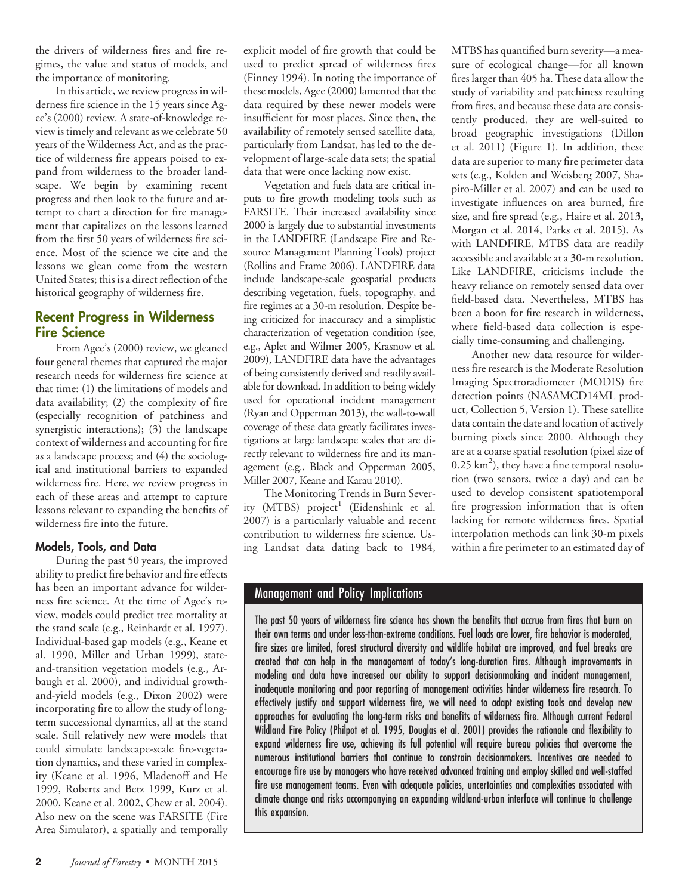the drivers of wilderness fires and fire regimes, the value and status of models, and the importance of monitoring.

In this article, we review progress in wilderness fire science in the 15 years since Agee's (2000) review. A state-of-knowledge review is timely and relevant as we celebrate 50 years of the Wilderness Act, and as the practice of wilderness fire appears poised to expand from wilderness to the broader landscape. We begin by examining recent progress and then look to the future and attempt to chart a direction for fire management that capitalizes on the lessons learned from the first 50 years of wilderness fire science. Most of the science we cite and the lessons we glean come from the western United States; this is a direct reflection of the historical geography of wilderness fire.

## Recent Progress in Wilderness Fire Science

From Agee's (2000) review, we gleaned four general themes that captured the major research needs for wilderness fire science at that time: (1) the limitations of models and data availability; (2) the complexity of fire (especially recognition of patchiness and synergistic interactions); (3) the landscape context of wilderness and accounting for fire as a landscape process; and (4) the sociological and institutional barriers to expanded wilderness fire. Here, we review progress in each of these areas and attempt to capture lessons relevant to expanding the benefits of wilderness fire into the future.

### Models, Tools, and Data

During the past 50 years, the improved ability to predict fire behavior and fire effects has been an important advance for wilderness fire science. At the time of Agee's review, models could predict tree mortality at the stand scale (e.g., Reinhardt et al. 1997). Individual-based gap models (e.g., Keane et al. 1990, Miller and Urban 1999), state-and-transition vegetation models (e.g., Arbaugh et al. 2000), and individual growth-and-yield models (e.g., Dixon 2002) were incorporating fire to allow the study of long-term successional dynamics, all at the stand scale. Still relatively new were models that could simulate landscape-scale fire-vegetation dynamics, and these varied in complexity (Keane et al. 1996, Mladenoff and He 1999, Roberts and Betz 1999, Kurz et al. 2000, Keane et al. 2002, Chew et al. 2004). Also new on the scene was FARSITE (Fire Area Simulator), a spatially and temporally explicit model of fire growth that could be used to predict spread of wilderness fires (Finney 1994). In noting the importance of these models, Agee (2000) lamented that the data required by these newer models were insufficient for most places. Since then, the availability of remotely sensed satellite data, particularly from Landsat, has led to the development of large-scale data sets; the spatial data that were once lacking now exist.

Vegetation and fuels data are critical inputs to fire growth modeling tools such as FARSITE. Their increased availability since 2000 is largely due to substantial investments in the LANDFIRE (Landscape Fire and Resource Management Planning Tools) project (Rollins and Frame 2006). LANDFIRE data include landscape-scale geospatial products describing vegetation, fuels, topography, and fire regimes at a 30-m resolution. Despite being criticized for inaccuracy and a simplistic characterization of vegetation condition (see, e.g., Aplet and Wilmer 2005, Krasnow et al. 2009), LANDFIRE data have the advantages of being consistently derived and readily available for download. In addition to being widely used for operational incident management (Ryan and Opperman 2013), the wall-to-wall coverage of these data greatly facilitates investigations at large landscape scales that are directly relevant to wilderness fire and its management (e.g., Black and Opperman 2005, Miller 2007, Keane and Karau 2010).

The Monitoring Trends in Burn Severity (MTBS) project[1] (Eidenshink et al. 2007) is a particularly valuable and recent contribution to wilderness fire science. Using Landsat data dating back to 1984, MTBS has quantified burn severity—a measure of ecological change—for all known fires larger than 405 ha. These data allow the study of variability and patchiness resulting from fires, and because these data are consistently produced, they are well-suited to broad geographic investigations (Dillon et al. 2011) (Figure 1). In addition, these data are superior to many fire perimeter data sets (e.g., Kolden and Weisberg 2007, Shapiro-Miller et al. 2007) and can be used to investigate influences on area burned, fire size, and fire spread (e.g., Haire et al. 2013, Morgan et al. 2014, Parks et al. 2015). As with LANDFIRE, MTBS data are readily accessible and available at a 30-m resolution. Like LANDFIRE, criticisms include the heavy reliance on remotely sensed data over field-based data. Nevertheless, MTBS has been a boon for fire research in wilderness, where field-based data collection is especially time-consuming and challenging.

Another new data resource for wilderness fire research is the Moderate Resolution Imaging Spectroradiometer (MODIS) fire detection points (NASAMCD14ML product, Collection 5, Version 1). These satellite data contain the date and location of actively burning pixels since 2000. Although they are at a coarse spatial resolution (pixel size of $0.25\ km^2$), they have a fine temporal resolution (two sensors, twice a day) and can be used to develop consistent spatiotemporal fire progression information that is often lacking for remote wilderness fires. Spatial interpolation methods can link 30-m pixels within a fire perimeter to an estimated day of

#### Management and Policy Implications

The past 50 years of wilderness fire science has shown the benefits that accrue from fires that burn on their own terms and under less-than-extreme conditions. Fuel loads are lower, fire behavior is moderated, fire sizes are limited, forest structural diversity and wildlife habitat are improved, and fuel breaks are created that can help in the management of today's long-duration fires. Although improvements in modeling and data have increased our ability to support decisionmaking and incident management, inadequate monitoring and poor reporting of management activities hinder wilderness fire research. To effectively justify and support wilderness fire, we will need to adapt existing tools and develop new approaches for evaluating the long-term risks and benefits of wilderness fire. Although current Federal Wildland Fire Policy (Philpot et al. 1995, Douglas et al. 2001) provides the rationale and flexibility to expand wilderness fire use, achieving its full potential will require bureau policies that overcome the numerous institutional barriers that continue to constrain decisionmakers. Incentives are needed to encourage fire use by managers who have received advanced training and employ skilled and well-staffed fire use management teams. Even with adequate policies, uncertainties and complexities associated with climate change and risks accompanying an expanding wildland-urban interface will continue to challenge this expansion.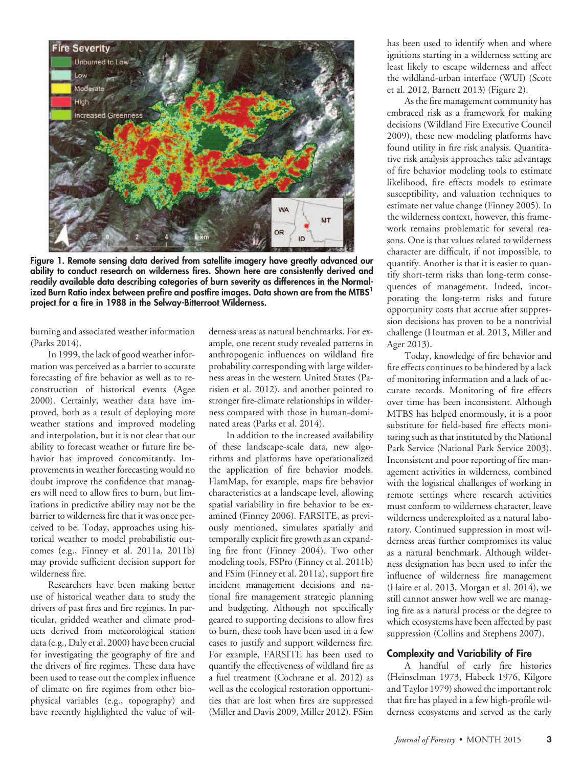Figure 1. Remote sensing data derived from satellite imagery have greatly advanced our ability to conduct research on wilderness fires. Shown here are consistently derived and readily available data describing categories of burn severity as differences in the Normalized Burn Ratio index between prefire and postfire images. Data shown are from the MTBS[1] project for a fire in 1988 in the Selway-Bitterroot Wilderness.

burning and associated weather information (Parks 2014).

In 1999, the lack of good weather information was perceived as a barrier to accurate forecasting of fire behavior as well as to reconstruction of historical events (Agee 2000). Certainly, weather data have improved, both as a result of deploying more weather stations and improved modeling and interpolation, but it is not clear that our ability to forecast weather or future fire behavior has improved concomitantly. Improvements in weather forecasting would no doubt improve the confidence that managers will need to allow fires to burn, but limitations in predictive ability may not be the barrier to wilderness fire that it was once perceived to be. Today, approaches using historical weather to model probabilistic outcomes (e.g., Finney et al. 2011a, 2011b) may provide sufficient decision support for wilderness fire.

Researchers have been making better use of historical weather data to study the drivers of past fires and fire regimes. In particular, gridded weather and climate products derived from meteorological station data (e.g., Daly et al. 2000) have been crucial for investigating the geography of fire and the drivers of fire regimes. These data have been used to tease out the complex influence of climate on fire regimes from other biophysical variables (e.g., topography) and have recently highlighted the value of wilderness areas as natural benchmarks. For example, one recent study revealed patterns in anthropogenic influences on wildland fire probability corresponding with large wilderness areas in the western United States (Parisien et al. 2012), and another pointed to stronger fire-climate relationships in wilderness compared with those in human-dominated areas (Parks et al. 2014).

In addition to the increased availability of these landscape-scale data, new algorithms and platforms have operationalized the application of fire behavior models. FlamMap, for example, maps fire behavior characteristics at a landscape level, allowing spatial variability in fire behavior to be examined (Finney 2006). FARSITE, as previously mentioned, simulates spatially and temporally explicit fire growth as an expanding fire front (Finney 2004). Two other modeling tools, FSPro (Finney et al. 2011b) and FSim (Finney et al. 2011a), support fire incident management decisions and national fire management strategic planning and budgeting. Although not specifically geared to supporting decisions to allow fires to burn, these tools have been used in a few cases to justify and support wilderness fire. For example, FARSITE has been used to quantify the effectiveness of wildland fire as a fuel treatment (Cochrane et al. 2012) as well as the ecological restoration opportunities that are lost when fires are suppressed (Miller and Davis 2009, Miller 2012). FSim has been used to identify when and where ignitions starting in a wilderness setting are least likely to escape wilderness and affect the wildland-urban interface (WUI) (Scott et al. 2012, Barnett 2013) (Figure 2).

As the fire management community has embraced risk as a framework for making decisions (Wildland Fire Executive Council 2009), these new modeling platforms have found utility in fire risk analysis. Quantitative risk analysis approaches take advantage of fire behavior modeling tools to estimate likelihood, fire effects models to estimate susceptibility, and valuation techniques to estimate net value change (Finney 2005). In the wilderness context, however, this framework remains problematic for several reasons. One is that values related to wilderness character are difficult, if not impossible, to quantify. Another is that it is easier to quantify short-term risks than long-term consequences of management. Indeed, incorporating the long-term risks and future opportunity costs that accrue after suppression decisions has proven to be a nontrivial challenge (Houtman et al. 2013, Miller and Ager 2013).

Today, knowledge of fire behavior and fire effects continues to be hindered by a lack of monitoring information and a lack of accurate records. Monitoring of fire effects over time has been inconsistent. Although MTBS has helped enormously, it is a poor substitute for field-based fire effects monitoring such as that instituted by the National Park Service (National Park Service 2003). Inconsistent and poor reporting of fire management activities in wilderness, combined with the logistical challenges of working in remote settings where research activities must conform to wilderness character, leave wilderness underexploited as a natural laboratory. Continued suppression in most wilderness areas further compromises its value as a natural benchmark. Although wilderness designation has been used to infer the influence of wilderness fire management (Haire et al. 2013, Morgan et al. 2014), we still cannot answer how well we are managing fire as a natural process or the degree to which ecosystems have been affected by past suppression (Collins and Stephens 2007).

## Complexity and Variability of Fire

A handful of early fire histories (Heinselman 1973, Habeck 1976, Kilgore and Taylor 1979) showed the important role that fire has played in a few high-profile wilderness ecosystems and served as the early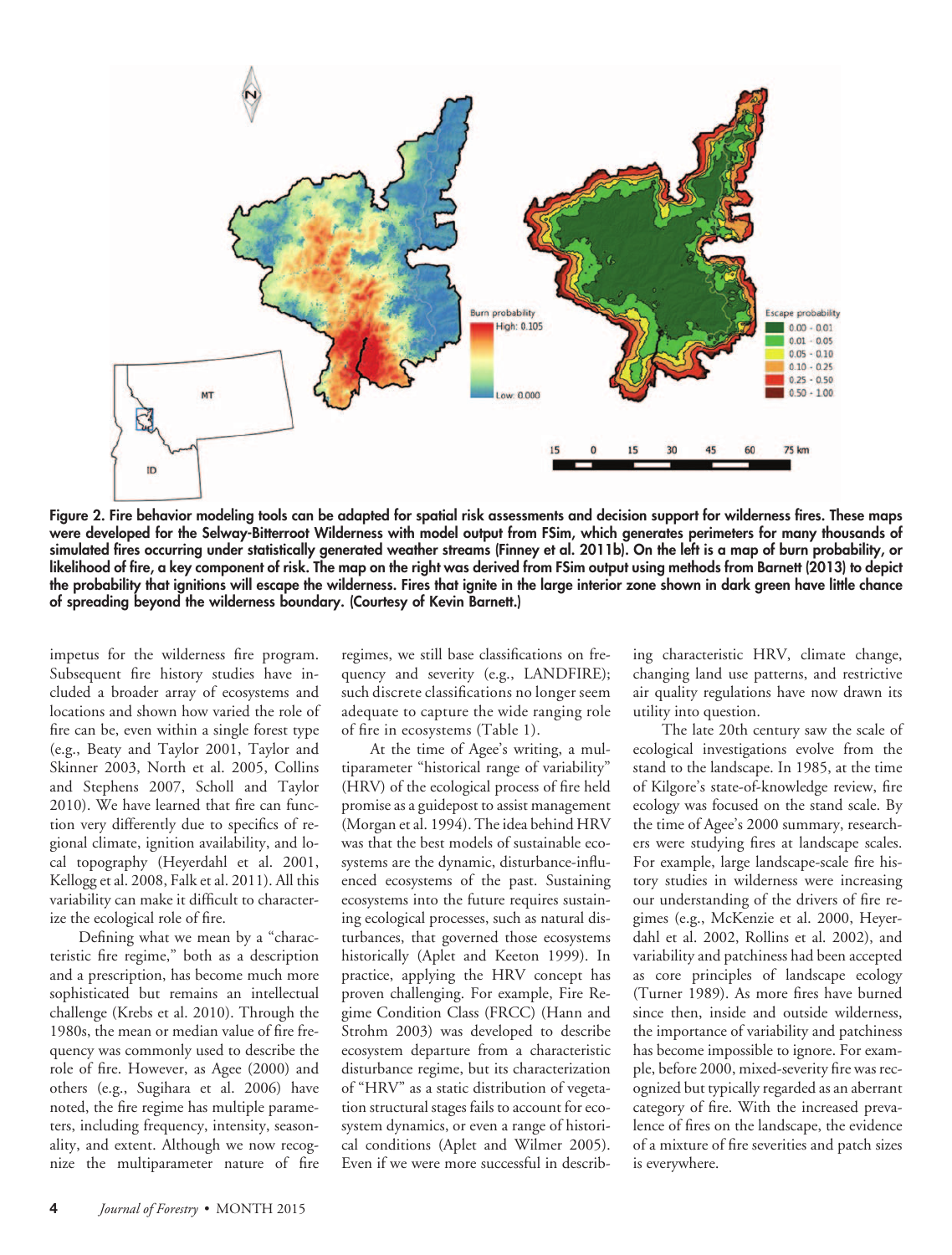Figure 2. Fire behavior modeling tools can be adapted for spatial risk assessments and decision support for wilderness fires. These maps were developed for the Selway-Bitterroot Wilderness with model output from FSim, which generates perimeters for many thousands of simulated fires occurring under statistically generated weather streams (Finney et al. 2011b). On the left is a map of burn probability, or likelihood of fire, a key component of risk. The map on the right was derived from FSim output using methods from Barnett (2013) to depict the probability that ignitions will escape the wilderness. Fires that ignite in the large interior zone shown in dark green have little chance of spreading beyond the wilderness boundary. (Courtesy of Kevin Barnett.)

impetus for the wilderness fire program. Subsequent fire history studies have included a broader array of ecosystems and locations and shown how varied the role of fire can be, even within a single forest type (e.g., Beaty and Taylor 2001, Taylor and Skinner 2003, North et al. 2005, Collins and Stephens 2007, Scholl and Taylor 2010). We have learned that fire can function very differently due to specifics of regional climate, ignition availability, and local topography (Heyerdahl et al. 2001, Kellogg et al. 2008, Falk et al. 2011). All this variability can make it difficult to characterize the ecological role of fire.

Defining what we mean by a "characteristic fire regime," both as a description and a prescription, has become much more sophisticated but remains an intellectual challenge (Krebs et al. 2010). Through the 1980s, the mean or median value of fire frequency was commonly used to describe the role of fire. However, as Agee (2000) and others (e.g., Sugihara et al. 2006) have noted, the fire regime has multiple parameters, including frequency, intensity, seasonality, and extent. Although we now recognize the multiparameter nature of fire regimes, we still base classifications on frequency and severity (e.g., LANDFIRE); such discrete classifications no longer seem adequate to capture the wide ranging role of fire in ecosystems (Table 1).

At the time of Agee's writing, a multiparameter "historical range of variability" (HRV) of the ecological process of fire held promise as a guidepost to assist management (Morgan et al. 1994). The idea behind HRV was that the best models of sustainable ecosystems are the dynamic, disturbance-influenced ecosystems of the past. Sustaining ecosystems into the future requires sustaining ecological processes, such as natural disturbances, that governed those ecosystems historically (Aplet and Keeton 1999). In practice, applying the HRV concept has proven challenging. For example, Fire Regime Condition Class (FRCC) (Hann and Strohm 2003) was developed to describe ecosystem departure from a characteristic disturbance regime, but its characterization of "HRV" as a static distribution of vegetation structural stages fails to account for ecosystem dynamics, or even a range of historical conditions (Aplet and Wilmer 2005). Even if we were more successful in describing characteristic HRV, climate change, changing land use patterns, and restrictive air quality regulations have now drawn its utility into question.

The late 20th century saw the scale of ecological investigations evolve from the stand to the landscape. In 1985, at the time of Kilgore's state-of-knowledge review, fire ecology was focused on the stand scale. By the time of Agee's 2000 summary, researchers were studying fires at landscape scales. For example, large landscape-scale fire history studies in wilderness were increasing our understanding of the drivers of fire regimes (e.g., McKenzie et al. 2000, Heyerdahl et al. 2002, Rollins et al. 2002), and variability and patchiness had been accepted as core principles of landscape ecology (Turner 1989). As more fires have burned since then, inside and outside wilderness, the importance of variability and patchiness has become impossible to ignore. For example, before 2000, mixed-severity fire was recognized but typically regarded as an aberrant category of fire. With the increased prevalence of fires on the landscape, the evidence of a mixture of fire severities and patch sizes is everywhere.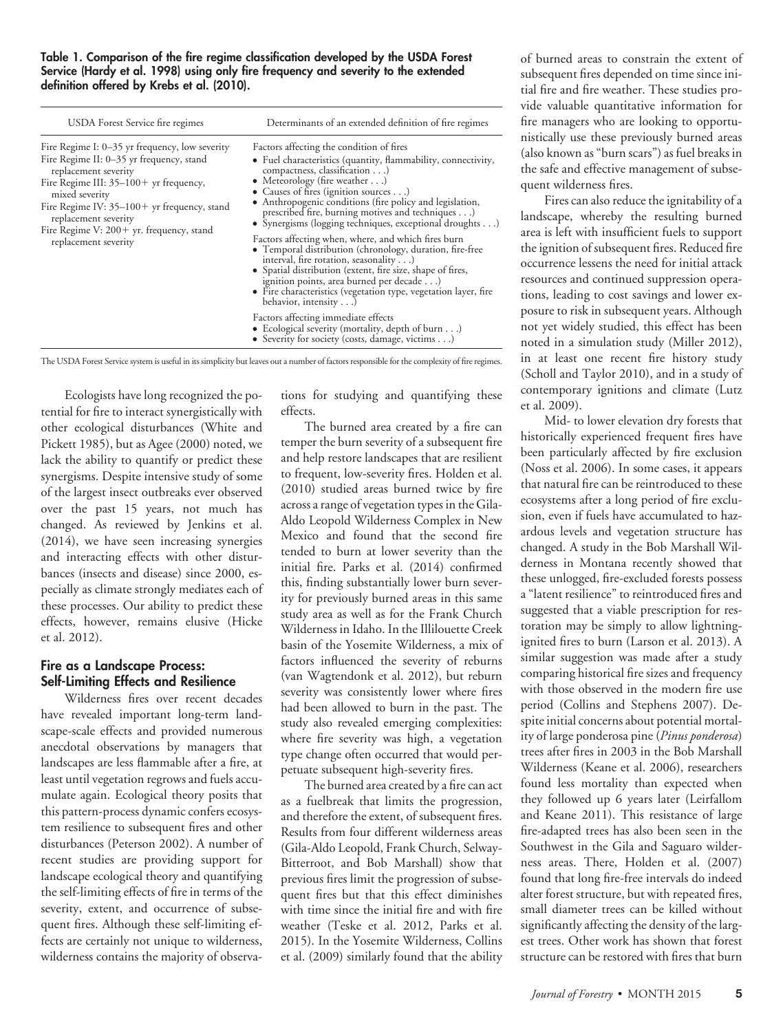**Table 1. Comparison of the fire regime classification developed by the USDA Forest Service (Hardy et al. 1998) using only fire frequency and severity to the extended definition offered by Krebs et al. (2010).**

| USDA Forest Service fire regimes | Determinants of an extended definition of fire regimes |
|---|---|
| Fire Regime I: 0–35 yr frequency, low severity<br>Fire Regime II: 0–35 yr frequency, stand replacement severity<br>Fire Regime III: 35–100+ yr frequency, mixed severity<br>Fire Regime IV: 35–100+ yr frequency, stand replacement severity<br>Fire Regime V: 200+ yr. frequency, stand replacement severity | Factors affecting the condition of fires<br>• Fuel characteristics (quantity, flammability, connectivity, compactness, classification . . .)<br>• Meteorology (fire weather . . .)<br>• Causes of fires (ignition sources . . .)<br>• Anthropogenic conditions (fire policy and legislation, prescribed fire, burning motives and techniques . . .)<br>• Synergisms (logging techniques, exceptional droughts . . .)<br><br>Factors affecting when, where, and which fires burn<br>• Temporal distribution (chronology, duration, fire-free interval, fire rotation, seasonality . . .)<br>• Spatial distribution (extent, fire size, shape of fires, ignition points, area burned per decade . . .)<br>• Fire characteristics (vegetation type, vegetation layer, fire behavior, intensity . . .)<br><br>Factors affecting immediate effects<br>• Ecological severity (mortality, depth of burn . . .)<br>• Severity for society (costs, damage, victims . . .) |

The USDA Forest Service system is useful in its simplicity but leaves out a number of factors responsible for the complexity of fire regimes.

Ecologists have long recognized the potential for fire to interact synergistically with other ecological disturbances (White and Pickett 1985), but as Agee (2000) noted, we lack the ability to quantify or predict these synergisms. Despite intensive study of some of the largest insect outbreaks ever observed over the past 15 years, not much has changed. As reviewed by Jenkins et al. (2014), we have seen increasing synergies and interacting effects with other disturbances (insects and disease) since 2000, especially as climate strongly mediates each of these processes. Our ability to predict these effects, however, remains elusive (Hicke et al. 2012).

## Fire as a Landscape Process: Self-Limiting Effects and Resilience

Wilderness fires over recent decades have revealed important long-term landscape-scale effects and provided numerous anecdotal observations by managers that landscapes are less flammable after a fire, at least until vegetation regrows and fuels accumulate again. Ecological theory posits that this pattern-process dynamic confers ecosystem resilience to subsequent fires and other disturbances (Peterson 2002). A number of recent studies are providing support for landscape ecological theory and quantifying the self-limiting effects of fire in terms of the severity, extent, and occurrence of subsequent fires. Although these self-limiting effects are certainly not unique to wilderness, wilderness contains the majority of observations for studying and quantifying these effects.

The burned area created by a fire can temper the burn severity of a subsequent fire and help restore landscapes that are resilient to frequent, low-severity fires. Holden et al. (2010) studied areas burned twice by fire across a range of vegetation types in the Gila-Aldo Leopold Wilderness Complex in New Mexico and found that the second fire tended to burn at lower severity than the initial fire. Parks et al. (2014) confirmed this, finding substantially lower burn severity for previously burned areas in this same study area as well as for the Frank Church Wilderness in Idaho. In the Illilouette Creek basin of the Yosemite Wilderness, a mix of factors influenced the severity of reburns (van Wagtendonk et al. 2012), but reburn severity was consistently lower where fires had been allowed to burn in the past. The study also revealed emerging complexities: where fire severity was high, a vegetation type change often occurred that would perpetuate subsequent high-severity fires.

The burned area created by a fire can act as a fuelbreak that limits the progression, and therefore the extent, of subsequent fires. Results from four different wilderness areas (Gila-Aldo Leopold, Frank Church, Selway-Bitterroot, and Bob Marshall) show that previous fires limit the progression of subsequent fires but that this effect diminishes with time since the initial fire and with fire weather (Teske et al. 2012, Parks et al. 2015). In the Yosemite Wilderness, Collins et al. (2009) similarly found that the ability of burned areas to constrain the extent of subsequent fires depended on time since initial fire and fire weather. These studies provide valuable quantitative information for fire managers who are looking to opportunistically use these previously burned areas (also known as "burn scars") as fuel breaks in the safe and effective management of subsequent wilderness fires.

Fires can also reduce the ignitability of a landscape, whereby the resulting burned area is left with insufficient fuels to support the ignition of subsequent fires. Reduced fire occurrence lessens the need for initial attack resources and continued suppression operations, leading to cost savings and lower exposure to risk in subsequent years. Although not yet widely studied, this effect has been noted in a simulation study (Miller 2012), in at least one recent fire history study (Scholl and Taylor 2010), and in a study of contemporary ignitions and climate (Lutz et al. 2009).

Mid- to lower elevation dry forests that historically experienced frequent fires have been particularly affected by fire exclusion (Noss et al. 2006). In some cases, it appears that natural fire can be reintroduced to these ecosystems after a long period of fire exclusion, even if fuels have accumulated to hazardous levels and vegetation structure has changed. A study in the Bob Marshall Wilderness in Montana recently showed that these unlogged, fire-excluded forests possess a "latent resilience" to reintroduced fires and suggested that a viable prescription for restoration may be simply to allow lightning-ignited fires to burn (Larson et al. 2013). A similar suggestion was made after a study comparing historical fire sizes and frequency with those observed in the modern fire use period (Collins and Stephens 2007). Despite initial concerns about potential mortality of large ponderosa pine (*Pinus ponderosa*) trees after fires in 2003 in the Bob Marshall Wilderness (Keane et al. 2006), researchers found less mortality than expected when they followed up 6 years later (Leirfallom and Keane 2011). This resistance of large fire-adapted trees has also been seen in the Southwest in the Gila and Saguaro wilderness areas. There, Holden et al. (2007) found that long fire-free intervals do indeed alter forest structure, but with repeated fires, small diameter trees can be killed without significantly affecting the density of the largest trees. Other work has shown that forest structure can be restored with fires that burn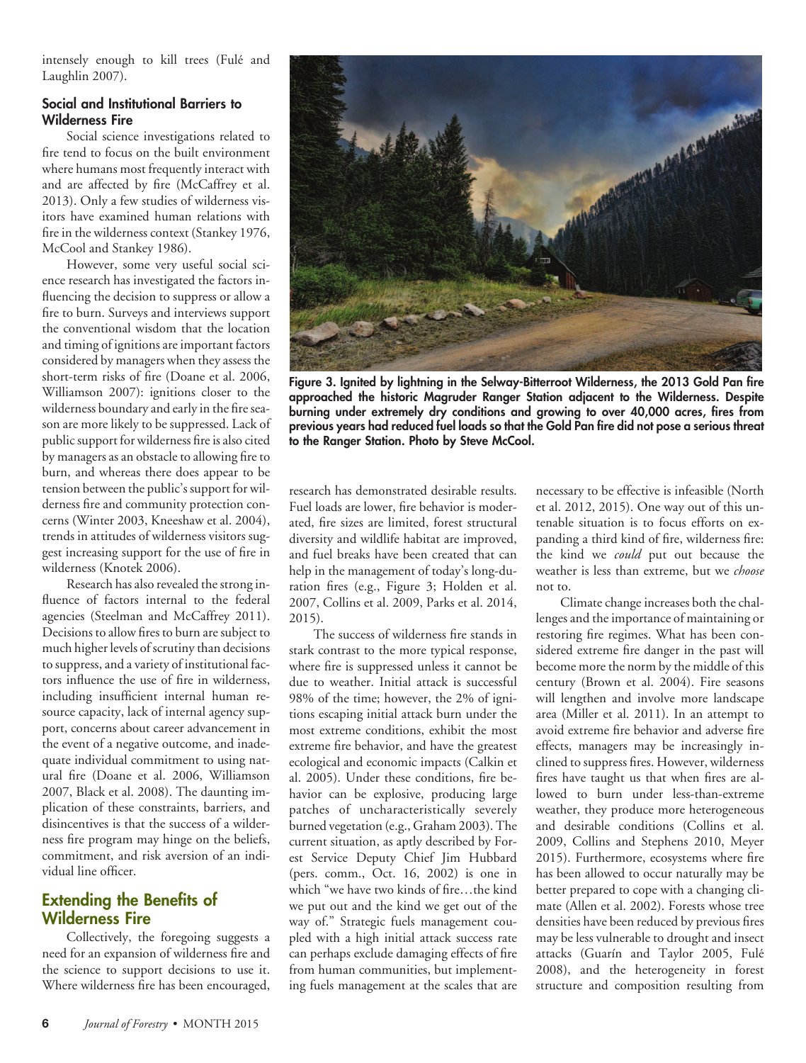intensely enough to kill trees (Fulé and Laughlin 2007).

### Social and Institutional Barriers to Wilderness Fire

Social science investigations related to fire tend to focus on the built environment where humans most frequently interact with and are affected by fire (McCaffrey et al. 2013). Only a few studies of wilderness visitors have examined human relations with fire in the wilderness context (Stankey 1976, McCool and Stankey 1986).

However, some very useful social science research has investigated the factors influencing the decision to suppress or allow a fire to burn. Surveys and interviews support the conventional wisdom that the location and timing of ignitions are important factors considered by managers when they assess the short-term risks of fire (Doane et al. 2006, Williamson 2007): ignitions closer to the wilderness boundary and early in the fire season are more likely to be suppressed. Lack of public support for wilderness fire is also cited by managers as an obstacle to allowing fire to burn, and whereas there does appear to be tension between the public's support for wilderness fire and community protection concerns (Winter 2003, Kneeshaw et al. 2004), trends in attitudes of wilderness visitors suggest increasing support for the use of fire in wilderness (Knotek 2006).

Research has also revealed the strong influence of factors internal to the federal agencies (Steelman and McCaffrey 2011). Decisions to allow fires to burn are subject to much higher levels of scrutiny than decisions to suppress, and a variety of institutional factors influence the use of fire in wilderness, including insufficient internal human resource capacity, lack of internal agency support, concerns about career advancement in the event of a negative outcome, and inadequate individual commitment to using natural fire (Doane et al. 2006, Williamson 2007, Black et al. 2008). The daunting implication of these constraints, barriers, and disincentives is that the success of a wilderness fire program may hinge on the beliefs, commitment, and risk aversion of an individual line officer.

## Extending the Benefits of Wilderness Fire

Collectively, the foregoing suggests a need for an expansion of wilderness fire and the science to support decisions to use it. Where wilderness fire has been encouraged, research has demonstrated desirable results. Fuel loads are lower, fire behavior is moderated, fire sizes are limited, forest structural diversity and wildlife habitat are improved, and fuel breaks have been created that can help in the management of today's long-duration fires (e.g., Figure 3; Holden et al. 2007, Collins et al. 2009, Parks et al. 2014, 2015).

The success of wilderness fire stands in stark contrast to the more typical response, where fire is suppressed unless it cannot be due to weather. Initial attack is successful 98% of the time; however, the 2% of ignitions escaping initial attack burn under the most extreme conditions, exhibit the most extreme fire behavior, and have the greatest ecological and economic impacts (Calkin et al. 2005). Under these conditions, fire behavior can be explosive, producing large patches of uncharacteristically severely burned vegetation (e.g., Graham 2003). The current situation, as aptly described by Forest Service Deputy Chief Jim Hubbard (pers. comm., Oct. 16, 2002) is one in which "we have two kinds of fire…the kind we put out and the kind we get out of the way of." Strategic fuels management coupled with a high initial attack success rate can perhaps exclude damaging effects of fire from human communities, but implementing fuels management at the scales that are necessary to be effective is infeasible (North et al. 2012, 2015). One way out of this untenable situation is to focus efforts on expanding a third kind of fire, wilderness fire: the kind we *could* put out because the weather is less than extreme, but we *choose* not to.

Climate change increases both the challenges and the importance of maintaining or restoring fire regimes. What has been considered extreme fire danger in the past will become more the norm by the middle of this century (Brown et al. 2004). Fire seasons will lengthen and involve more landscape area (Miller et al. 2011). In an attempt to avoid extreme fire behavior and adverse fire effects, managers may be increasingly inclined to suppress fires. However, wilderness fires have taught us that when fires are allowed to burn under less-than-extreme weather, they produce more heterogeneous and desirable conditions (Collins et al. 2009, Collins and Stephens 2010, Meyer 2015). Furthermore, ecosystems where fire has been allowed to occur naturally may be better prepared to cope with a changing climate (Allen et al. 2002). Forests whose tree densities have been reduced by previous fires may be less vulnerable to drought and insect attacks (Guarín and Taylor 2005, Fulé 2008), and the heterogeneity in forest structure and composition resulting from

**Figure 3. Ignited by lightning in the Selway-Bitterroot Wilderness, the 2013 Gold Pan fire approached the historic Magruder Ranger Station adjacent to the Wilderness. Despite burning under extremely dry conditions and growing to over 40,000 acres, fires from previous years had reduced fuel loads so that the Gold Pan fire did not pose a serious threat to the Ranger Station. Photo by Steve McCool.**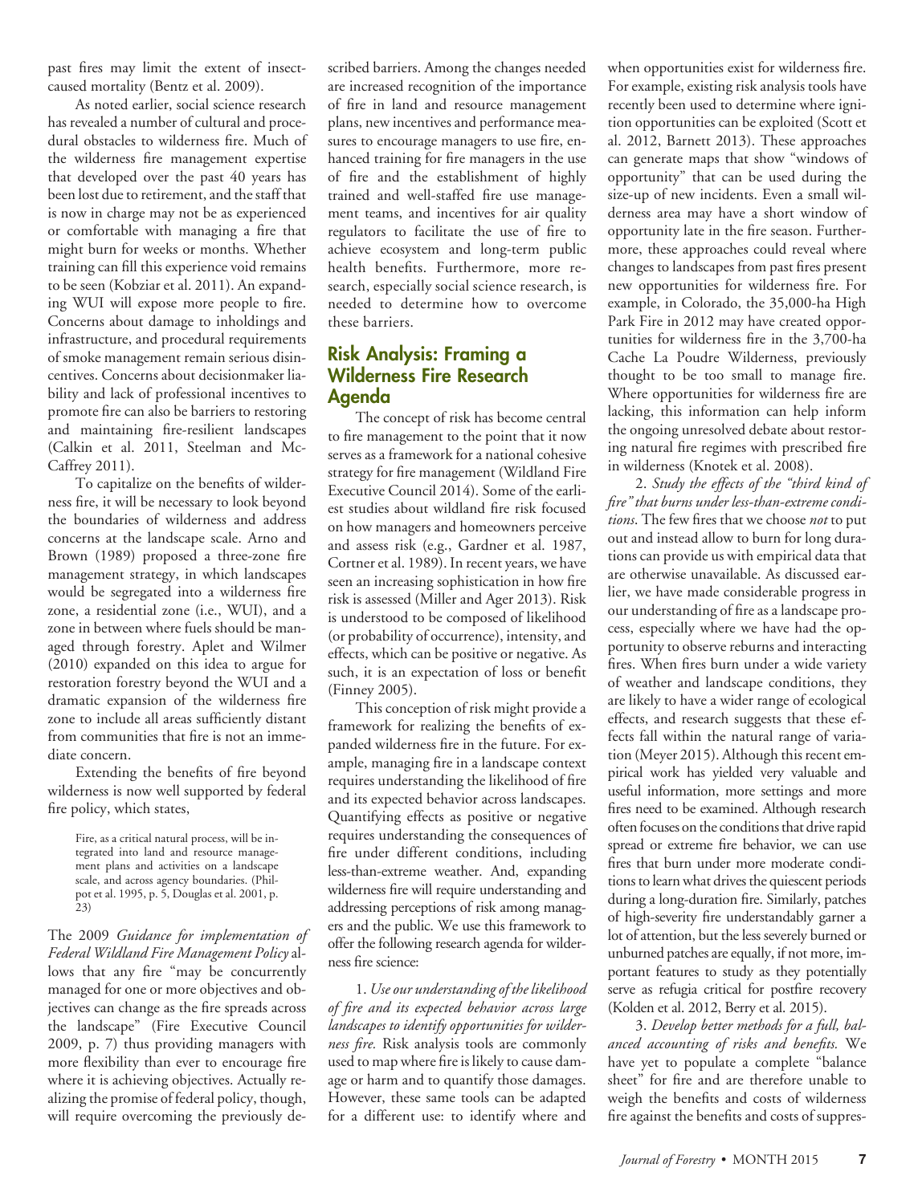past fires may limit the extent of insect-caused mortality (Bentz et al. 2009).

As noted earlier, social science research has revealed a number of cultural and procedural obstacles to wilderness fire. Much of the wilderness fire management expertise that developed over the past 40 years has been lost due to retirement, and the staff that is now in charge may not be as experienced or comfortable with managing a fire that might burn for weeks or months. Whether training can fill this experience void remains to be seen (Kobziar et al. 2011). An expanding WUI will expose more people to fire. Concerns about damage to inholdings and infrastructure, and procedural requirements of smoke management remain serious disincentives. Concerns about decisionmaker liability and lack of professional incentives to promote fire can also be barriers to restoring and maintaining fire-resilient landscapes (Calkin et al. 2011, Steelman and McCaffrey 2011).

To capitalize on the benefits of wilderness fire, it will be necessary to look beyond the boundaries of wilderness and address concerns at the landscape scale. Arno and Brown (1989) proposed a three-zone fire management strategy, in which landscapes would be segregated into a wilderness fire zone, a residential zone (i.e., WUI), and a zone in between where fuels should be managed through forestry. Aplet and Wilmer (2010) expanded on this idea to argue for restoration forestry beyond the WUI and a dramatic expansion of the wilderness fire zone to include all areas sufficiently distant from communities that fire is not an immediate concern.

Extending the benefits of fire beyond wilderness is now well supported by federal fire policy, which states,

> Fire, as a critical natural process, will be integrated into land and resource management plans and activities on a landscape scale, and across agency boundaries. (Philpot et al. 1995, p. 5, Douglas et al. 2001, p. 23)

The 2009 *Guidance for implementation of Federal Wildland Fire Management Policy* allows that any fire "may be concurrently managed for one or more objectives and objectives can change as the fire spreads across the landscape" (Fire Executive Council 2009, p. 7) thus providing managers with more flexibility than ever to encourage fire where it is achieving objectives. Actually realizing the promise of federal policy, though, will require overcoming the previously described barriers. Among the changes needed are increased recognition of the importance of fire in land and resource management plans, new incentives and performance measures to encourage managers to use fire, enhanced training for fire managers in the use of fire and the establishment of highly trained and well-staffed fire use management teams, and incentives for air quality regulators to facilitate the use of fire to achieve ecosystem and long-term public health benefits. Furthermore, more research, especially social science research, is needed to determine how to overcome these barriers.

## Risk Analysis: Framing a Wilderness Fire Research Agenda

The concept of risk has become central to fire management to the point that it now serves as a framework for a national cohesive strategy for fire management (Wildland Fire Executive Council 2014). Some of the earliest studies about wildland fire risk focused on how managers and homeowners perceive and assess risk (e.g., Gardner et al. 1987, Cortner et al. 1989). In recent years, we have seen an increasing sophistication in how fire risk is assessed (Miller and Ager 2013). Risk is understood to be composed of likelihood (or probability of occurrence), intensity, and effects, which can be positive or negative. As such, it is an expectation of loss or benefit (Finney 2005).

This conception of risk might provide a framework for realizing the benefits of expanded wilderness fire in the future. For example, managing fire in a landscape context requires understanding the likelihood of fire and its expected behavior across landscapes. Quantifying effects as positive or negative requires understanding the consequences of fire under different conditions, including less-than-extreme weather. And, expanding wilderness fire will require understanding and addressing perceptions of risk among managers and the public. We use this framework to offer the following research agenda for wilderness fire science:

1. *Use our understanding of the likelihood of fire and its expected behavior across large landscapes to identify opportunities for wilderness fire.* Risk analysis tools are commonly used to map where fire is likely to cause damage or harm and to quantify those damages. However, these same tools can be adapted for a different use: to identify where and when opportunities exist for wilderness fire. For example, existing risk analysis tools have recently been used to determine where ignition opportunities can be exploited (Scott et al. 2012, Barnett 2013). These approaches can generate maps that show "windows of opportunity" that can be used during the size-up of new incidents. Even a small wilderness area may have a short window of opportunity late in the fire season. Furthermore, these approaches could reveal where changes to landscapes from past fires present new opportunities for wilderness fire. For example, in Colorado, the 35,000-ha High Park Fire in 2012 may have created opportunities for wilderness fire in the 3,700-ha Cache La Poudre Wilderness, previously thought to be too small to manage fire. Where opportunities for wilderness fire are lacking, this information can help inform the ongoing unresolved debate about restoring natural fire regimes with prescribed fire in wilderness (Knotek et al. 2008).

2. *Study the effects of the "third kind of fire" that burns under less-than-extreme conditions.* The few fires that we choose *not* to put out and instead allow to burn for long durations can provide us with empirical data that are otherwise unavailable. As discussed earlier, we have made considerable progress in our understanding of fire as a landscape process, especially where we have had the opportunity to observe reburns and interacting fires. When fires burn under a wide variety of weather and landscape conditions, they are likely to have a wider range of ecological effects, and research suggests that these effects fall within the natural range of variation (Meyer 2015). Although this recent empirical work has yielded very valuable and useful information, more settings and more fires need to be examined. Although research often focuses on the conditions that drive rapid spread or extreme fire behavior, we can use fires that burn under more moderate conditions to learn what drives the quiescent periods during a long-duration fire. Similarly, patches of high-severity fire understandably garner a lot of attention, but the less severely burned or unburned patches are equally, if not more, important features to study as they potentially serve as refugia critical for postfire recovery (Kolden et al. 2012, Berry et al. 2015).

3. *Develop better methods for a full, balanced accounting of risks and benefits.* We have yet to populate a complete "balance sheet" for fire and are therefore unable to weigh the benefits and costs of wilderness fire against the benefits and costs of suppres-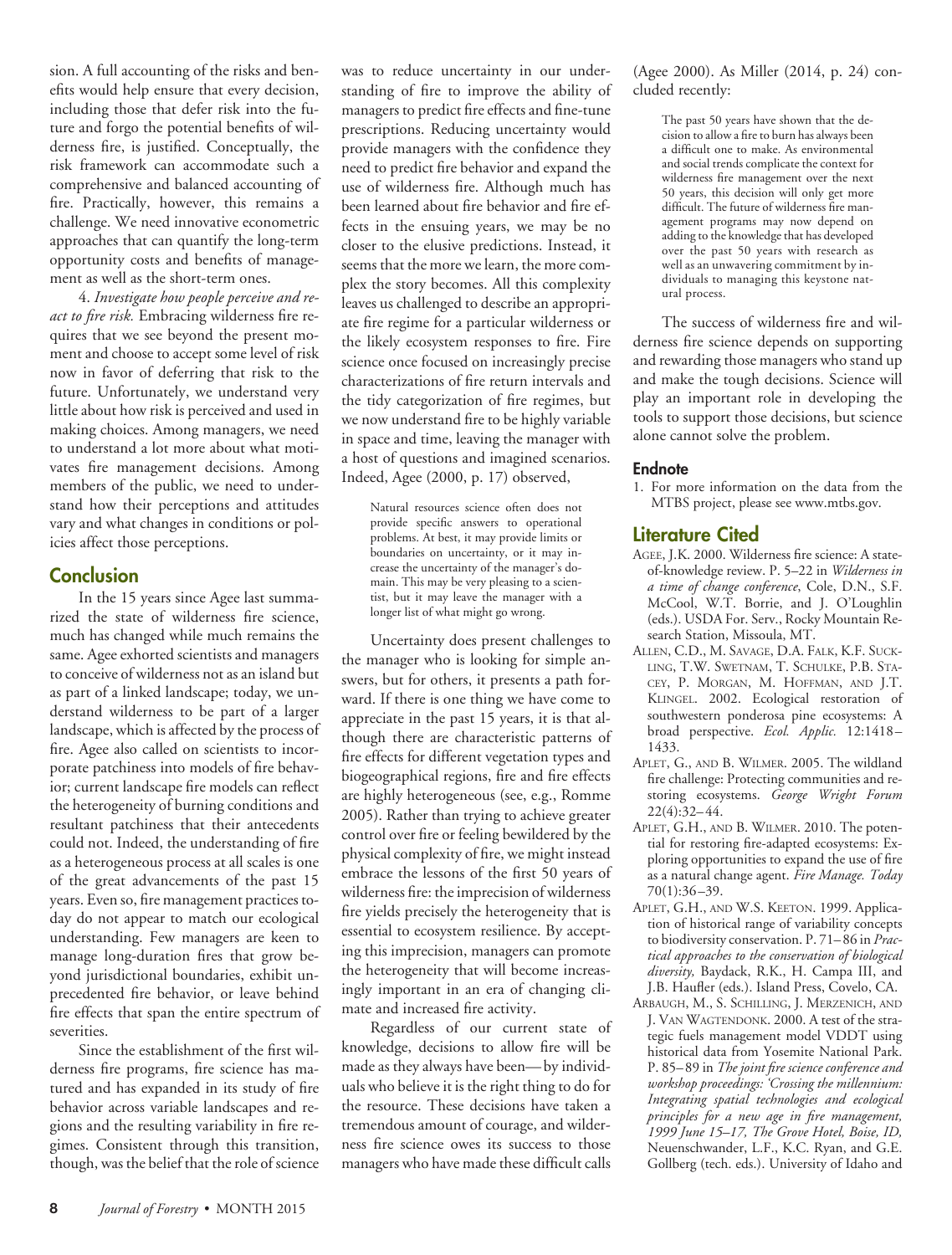sion. A full accounting of the risks and benefits would help ensure that every decision, including those that defer risk into the future and forgo the potential benefits of wilderness fire, is justified. Conceptually, the risk framework can accommodate such a comprehensive and balanced accounting of fire. Practically, however, this remains a challenge. We need innovative econometric approaches that can quantify the long-term opportunity costs and benefits of management as well as the short-term ones.

4. *Investigate how people perceive and react to fire risk.* Embracing wilderness fire requires that we see beyond the present moment and choose to accept some level of risk now in favor of deferring that risk to the future. Unfortunately, we understand very little about how risk is perceived and used in making choices. Among managers, we need to understand a lot more about what motivates fire management decisions. Among members of the public, we need to understand how their perceptions and attitudes vary and what changes in conditions or policies affect those perceptions.

## Conclusion

In the 15 years since Agee last summarized the state of wilderness fire science, much has changed while much remains the same. Agee exhorted scientists and managers to conceive of wilderness not as an island but as part of a linked landscape; today, we understand wilderness to be part of a larger landscape, which is affected by the process of fire. Agee also called on scientists to incorporate patchiness into models of fire behavior; current landscape fire models can reflect the heterogeneity of burning conditions and resultant patchiness that their antecedents could not. Indeed, the understanding of fire as a heterogeneous process at all scales is one of the great advancements of the past 15 years. Even so, fire management practices today do not appear to match our ecological understanding. Few managers are keen to manage long-duration fires that grow beyond jurisdictional boundaries, exhibit unprecedented fire behavior, or leave behind fire effects that span the entire spectrum of severities.

Since the establishment of the first wilderness fire programs, fire science has matured and has expanded in its study of fire behavior across variable landscapes and regions and the resulting variability in fire regimes. Consistent through this transition, though, was the belief that the role of science was to reduce uncertainty in our understanding of fire to improve the ability of managers to predict fire effects and fine-tune prescriptions. Reducing uncertainty would provide managers with the confidence they need to predict fire behavior and expand the use of wilderness fire. Although much has been learned about fire behavior and fire effects in the ensuing years, we may be no closer to the elusive predictions. Instead, it seems that the more we learn, the more complex the story becomes. All this complexity leaves us challenged to describe an appropriate fire regime for a particular wilderness or the likely ecosystem responses to fire. Fire science once focused on increasingly precise characterizations of fire return intervals and the tidy categorization of fire regimes, but we now understand fire to be highly variable in space and time, leaving the manager with a host of questions and imagined scenarios. Indeed, Agee (2000, p. 17) observed,

> Natural resources science often does not provide specific answers to operational problems. At best, it may provide limits or boundaries on uncertainty, or it may increase the uncertainty of the manager's domain. This may be very pleasing to a scientist, but it may leave the manager with a longer list of what might go wrong.

Uncertainty does present challenges to the manager who is looking for simple answers, but for others, it presents a path forward. If there is one thing we have come to appreciate in the past 15 years, it is that although there are characteristic patterns of fire effects for different vegetation types and biogeographical regions, fire and fire effects are highly heterogeneous (see, e.g., Romme 2005). Rather than trying to achieve greater control over fire or feeling bewildered by the physical complexity of fire, we might instead embrace the lessons of the first 50 years of wilderness fire: the imprecision of wilderness fire yields precisely the heterogeneity that is essential to ecosystem resilience. By accepting this imprecision, managers can promote the heterogeneity that will become increasingly important in an era of changing climate and increased fire activity.

Regardless of our current state of knowledge, decisions to allow fire will be made as they always have been—by individuals who believe it is the right thing to do for the resource. These decisions have taken a tremendous amount of courage, and wilderness fire science owes its success to those managers who have made these difficult calls (Agee 2000). As Miller (2014, p. 24) concluded recently:

> The past 50 years have shown that the decision to allow a fire to burn has always been a difficult one to make. As environmental and social trends complicate the context for wilderness fire management over the next 50 years, this decision will only get more difficult. The future of wilderness fire management programs may now depend on adding to the knowledge that has developed over the past 50 years with research as well as an unwavering commitment by individuals to managing this keystone natural process.

The success of wilderness fire and wilderness fire science depends on supporting and rewarding those managers who stand up and make the tough decisions. Science will play an important role in developing the tools to support those decisions, but science alone cannot solve the problem.

### Endnote

1. For more information on the data from the MTBS project, please see www.mtbs.gov.

## Literature Cited

AGEE, J.K. 2000. Wilderness fire science: A state-of-knowledge review. P. 5–22 in *Wilderness in a time of change conference*, Cole, D.N., S.F. McCool, W.T. Borrie, and J. O'Loughlin (eds.). USDA For. Serv., Rocky Mountain Research Station, Missoula, MT.

ALLEN, C.D., M. SAVAGE, D.A. FALK, K.F. SUCKLING, T.W. SWETNAM, T. SCHULKE, P.B. STACEY, P. MORGAN, M. HOFFMAN, AND J.T. KLINGEL. 2002. Ecological restoration of southwestern ponderosa pine ecosystems: A broad perspective. *Ecol. Applic.* 12:1418–1433.

APLET, G., AND B. WILMER. 2005. The wildland fire challenge: Protecting communities and restoring ecosystems. *George Wright Forum* 22(4):32–44.

APLET, G.H., AND B. WILMER. 2010. The potential for restoring fire-adapted ecosystems: Exploring opportunities to expand the use of fire as a natural change agent. *Fire Manage. Today* 70(1):36–39.

APLET, G.H., AND W.S. KEETON. 1999. Application of historical range of variability concepts to biodiversity conservation. P. 71–86 in *Practical approaches to the conservation of biological diversity,* Baydack, R.K., H. Campa III, and J.B. Haufler (eds.). Island Press, Covelo, CA.

ARBAUGH, M., S. SCHILLING, J. MERZENICH, AND J. VAN WAGTENDONK. 2000. A test of the strategic fuels management model VDDT using historical data from Yosemite National Park. P. 85–89 in *The joint fire science conference and workshop proceedings: 'Crossing the millennium: Integrating spatial technologies and ecological principles for a new age in fire management, 1999 June 15–17, The Grove Hotel, Boise, ID,* Neuenschwander, L.F., K.C. Ryan, and G.E. Gollberg (tech. eds.). University of Idaho and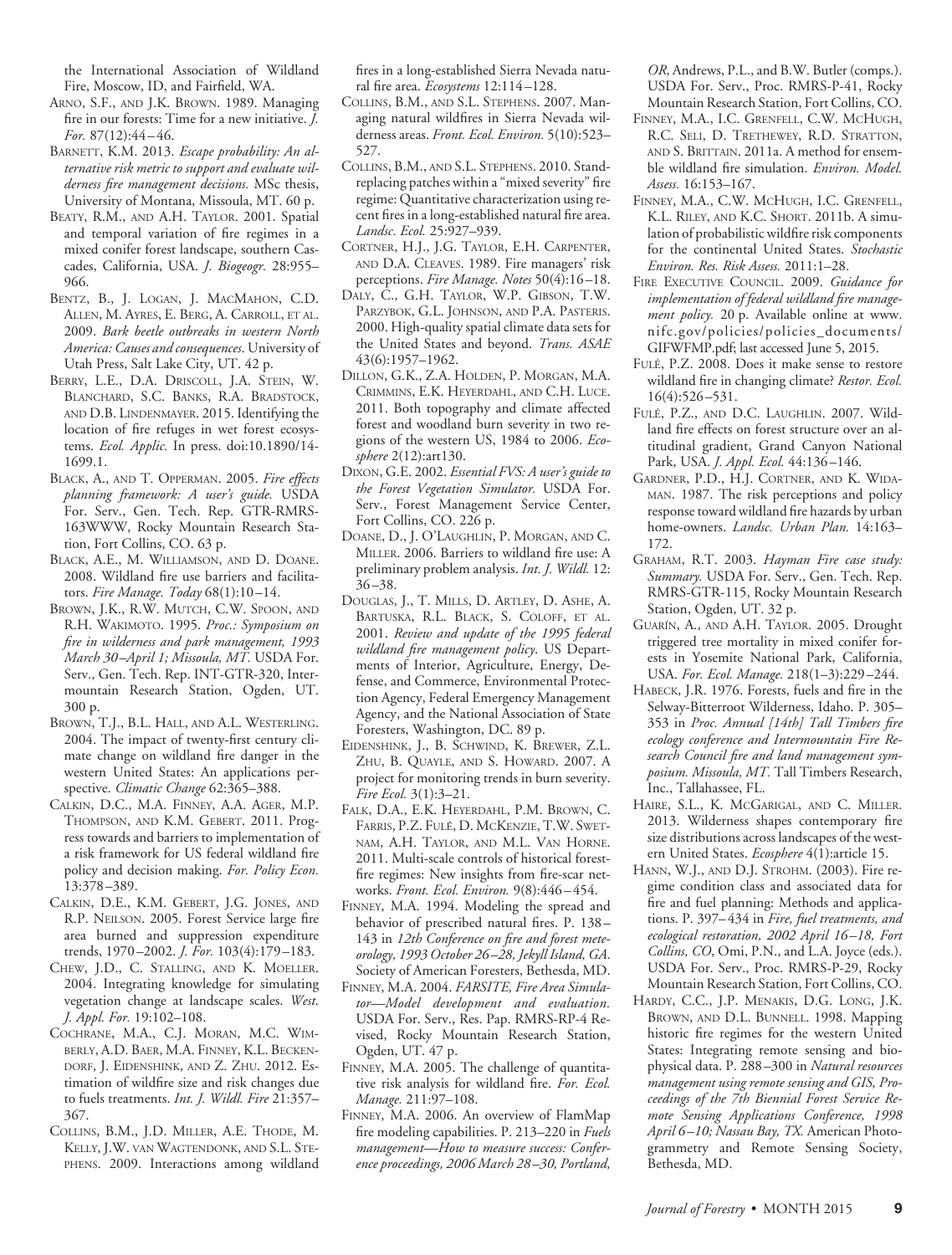the International Association of Wildland Fire, Moscow, ID, and Fairfield, WA.

ARNO, S.F., AND J.K. BROWN. 1989. Managing fire in our forests: Time for a new initiative. *J. For.* 87(12):44–46.

BARNETT, K.M. 2013. *Escape probability: An alternative risk metric to support and evaluate wilderness fire management decisions.* MSc thesis, University of Montana, Missoula, MT. 60 p.

BEATY, R.M., AND A.H. TAYLOR. 2001. Spatial and temporal variation of fire regimes in a mixed conifer forest landscape, southern Cascades, California, USA. *J. Biogeogr.* 28:955–966.

BENTZ, B., J. LOGAN, J. MACMAHON, C.D. ALLEN, M. AYRES, E. BERG, A. CARROLL, ET AL. 2009. *Bark beetle outbreaks in western North America: Causes and consequences*. University of Utah Press, Salt Lake City, UT. 42 p.

BERRY, L.E., D.A. DRISCOLL, J.A. STEIN, W. BLANCHARD, S.C. BANKS, R.A. BRADSTOCK, AND D.B. LINDENMAYER. 2015. Identifying the location of fire refuges in wet forest ecosystems. *Ecol. Applic.* In press. doi:10.1890/14-1699.1.

BLACK, A., AND T. OPPERMAN. 2005. *Fire effects planning framework: A user's guide.* USDA For. Serv., Gen. Tech. Rep. GTR-RMRS-163WWW, Rocky Mountain Research Station, Fort Collins, CO. 63 p.

BLACK, A.E., M. WILLIAMSON, AND D. DOANE. 2008. Wildland fire use barriers and facilitators. *Fire Manage. Today* 68(1):10–14.

BROWN, J.K., R.W. MUTCH, C.W. SPOON, AND R.H. WAKIMOTO. 1995. *Proc.: Symposium on fire in wilderness and park management, 1993 March 30–April 1; Missoula, MT.* USDA For. Serv., Gen. Tech. Rep. INT-GTR-320, Intermountain Research Station, Ogden, UT. 300 p.

BROWN, T.J., B.L. HALL, AND A.L. WESTERLING. 2004. The impact of twenty-first century climate change on wildland fire danger in the western United States: An applications perspective. *Climatic Change* 62:365–388.

CALKIN, D.C., M.A. FINNEY, A.A. AGER, M.P. THOMPSON, AND K.M. GEBERT. 2011. Progress towards and barriers to implementation of a risk framework for US federal wildland fire policy and decision making. *For. Policy Econ.* 13:378–389.

CALKIN, D.E., K.M. GEBERT, J.G. JONES, AND R.P. NEILSON. 2005. Forest Service large fire area burned and suppression expenditure trends, 1970–2002. *J. For.* 103(4):179–183.

CHEW, J.D., C. STALLING, AND K. MOELLER. 2004. Integrating knowledge for simulating vegetation change at landscape scales. *West. J. Appl. For.* 19:102–108.

COCHRANE, M.A., C.J. MORAN, M.C. WIMBERLY, A.D. BAER, M.A. FINNEY, K.L. BECKENDORF, J. EIDENSHINK, AND Z. ZHU. 2012. Estimation of wildfire size and risk changes due to fuels treatments. *Int. J. Wildl. Fire* 21:357–367.

COLLINS, B.M., J.D. MILLER, A.E. THODE, M. KELLY, J.W. VAN WAGTENDONK, AND S.L. STEPHENS. 2009. Interactions among wildland fires in a long-established Sierra Nevada natural fire area. *Ecosystems* 12:114–128.

COLLINS, B.M., AND S.L. STEPHENS. 2007. Managing natural wildfires in Sierra Nevada wilderness areas. *Front. Ecol. Environ.* 5(10):523–527.

COLLINS, B.M., AND S.L. STEPHENS. 2010. Stand-replacing patches within a "mixed severity" fire regime: Quantitative characterization using recent fires in a long-established natural fire area. *Landsc. Ecol.* 25:927–939.

CORTNER, H.J., J.G. TAYLOR, E.H. CARPENTER, AND D.A. CLEAVES. 1989. Fire managers' risk perceptions. *Fire Manage. Notes* 50(4):16–18.

DALY, C., G.H. TAYLOR, W.P. GIBSON, T.W. PARZYBOK, G.L. JOHNSON, AND P.A. PASTERIS. 2000. High-quality spatial climate data sets for the United States and beyond. *Trans. ASAE* 43(6):1957–1962.

DILLON, G.K., Z.A. HOLDEN, P. MORGAN, M.A. CRIMMINS, E.K. HEYERDAHL, AND C.H. LUCE. 2011. Both topography and climate affected forest and woodland burn severity in two regions of the western US, 1984 to 2006. *Ecosphere* 2(12):art130.

DIXON, G.E. 2002. *Essential FVS: A user's guide to the Forest Vegetation Simulator.* USDA For. Serv., Forest Management Service Center, Fort Collins, CO. 226 p.

DOANE, D., J. O'LAUGHLIN, P. MORGAN, AND C. MILLER. 2006. Barriers to wildland fire use: A preliminary problem analysis. *Int. J. Wildl.* 12: 36–38.

DOUGLAS, J., T. MILLS, D. ARTLEY, D. ASHE, A. BARTUSKA, R.L. BLACK, S. COLOFF, ET AL. 2001. *Review and update of the 1995 federal wildland fire management policy*. US Departments of Interior, Agriculture, Energy, Defense, and Commerce, Environmental Protection Agency, Federal Emergency Management Agency, and the National Association of State Foresters, Washington, DC. 89 p.

EIDENSHINK, J., B. SCHWIND, K. BREWER, Z.L. ZHU, B. QUAYLE, AND S. HOWARD. 2007. A project for monitoring trends in burn severity. *Fire Ecol.* 3(1):3–21.

FALK, D.A., E.K. HEYERDAHL, P.M. BROWN, C. FARRIS, P.Z. FULÉ, D. MCKENZIE, T.W. SWETNAM, A.H. TAYLOR, AND M.L. VAN HORNE. 2011. Multi-scale controls of historical forest-fire regimes: New insights from fire-scar networks. *Front. Ecol. Environ.* 9(8):446–454.

FINNEY, M.A. 1994. Modeling the spread and behavior of prescribed natural fires. P. 138–143 in *12th Conference on fire and forest meteorology, 1993 October 26–28, Jekyll Island, GA*. Society of American Foresters, Bethesda, MD.

FINNEY, M.A. 2004. *FARSITE, Fire Area Simulator—Model development and evaluation.* USDA For. Serv., Res. Pap. RMRS-RP-4 Revised, Rocky Mountain Research Station, Ogden, UT. 47 p.

FINNEY, M.A. 2005. The challenge of quantitative risk analysis for wildland fire. *For. Ecol. Manage.* 211:97–108.

FINNEY, M.A. 2006. An overview of FlamMap fire modeling capabilities. P. 213–220 in *Fuels management—How to measure success: Conference proceedings, 2006 March 28–30, Portland, OR*, Andrews, P.L., and B.W. Butler (comps.). USDA For. Serv., Proc. RMRS-P-41, Rocky Mountain Research Station, Fort Collins, CO.

FINNEY, M.A., I.C. GRENFELL, C.W. MCHUGH, R.C. SELI, D. TRETHEWEY, R.D. STRATTON, AND S. BRITTAIN. 2011a. A method for ensemble wildland fire simulation. *Environ. Model. Assess.* 16:153–167.

FINNEY, M.A., C.W. MCHUGH, I.C. GRENFELL, K.L. RILEY, AND K.C. SHORT. 2011b. A simulation of probabilistic wildfire risk components for the continental United States. *Stochastic Environ. Res. Risk Assess.* 2011:1–28.

FIRE EXECUTIVE COUNCIL. 2009. *Guidance for implementation of federal wildland fire management policy.* 20 p. Available online at www.nifc.gov/policies/policies_documents/GIFWFMP.pdf; last accessed June 5, 2015.

FULÉ, P.Z. 2008. Does it make sense to restore wildland fire in changing climate? *Restor. Ecol.* 16(4):526–531.

FULÉ, P.Z., AND D.C. LAUGHLIN. 2007. Wildland fire effects on forest structure over an altitudinal gradient, Grand Canyon National Park, USA. *J. Appl. Ecol.* 44:136–146.

GARDNER, P.D., H.J. CORTNER, AND K. WIDAMAN. 1987. The risk perceptions and policy response toward wildland fire hazards by urban home-owners. *Landsc. Urban Plan.* 14:163–172.

GRAHAM, R.T. 2003. *Hayman Fire case study: Summary.* USDA For. Serv., Gen. Tech. Rep. RMRS-GTR-115, Rocky Mountain Research Station, Ogden, UT. 32 p.

GUARÍN, A., AND A.H. TAYLOR. 2005. Drought triggered tree mortality in mixed conifer forests in Yosemite National Park, California, USA. *For. Ecol. Manage.* 218(1–3):229–244.

HABECK, J.R. 1976. Forests, fuels and fire in the Selway-Bitterroot Wilderness, Idaho. P. 305–353 in *Proc. Annual [14th] Tall Timbers fire ecology conference and Intermountain Fire Research Council fire and land management symposium. Missoula, MT.* Tall Timbers Research, Inc., Tallahassee, FL.

HAIRE, S.L., K. MCGARIGAL, AND C. MILLER. 2013. Wilderness shapes contemporary fire size distributions across landscapes of the western United States. *Ecosphere* 4(1):article 15.

HANN, W.J., AND D.J. STROHM. (2003). Fire regime condition class and associated data for fire and fuel planning: Methods and applications. P. 397–434 in *Fire, fuel treatments, and ecological restoration, 2002 April 16–18, Fort Collins, CO*, Omi, P.N., and L.A. Joyce (eds.). USDA For. Serv., Proc. RMRS-P-29, Rocky Mountain Research Station, Fort Collins, CO.

HARDY, C.C., J.P. MENAKIS, D.G. LONG, J.K. BROWN, AND D.L. BUNNELL. 1998. Mapping historic fire regimes for the western United States: Integrating remote sensing and biophysical data. P. 288–300 in *Natural resources management using remote sensing and GIS, Proceedings of the 7th Biennial Forest Service Remote Sensing Applications Conference, 1998 April 6–10; Nassau Bay, TX.* American Photogrammetry and Remote Sensing Society, Bethesda, MD.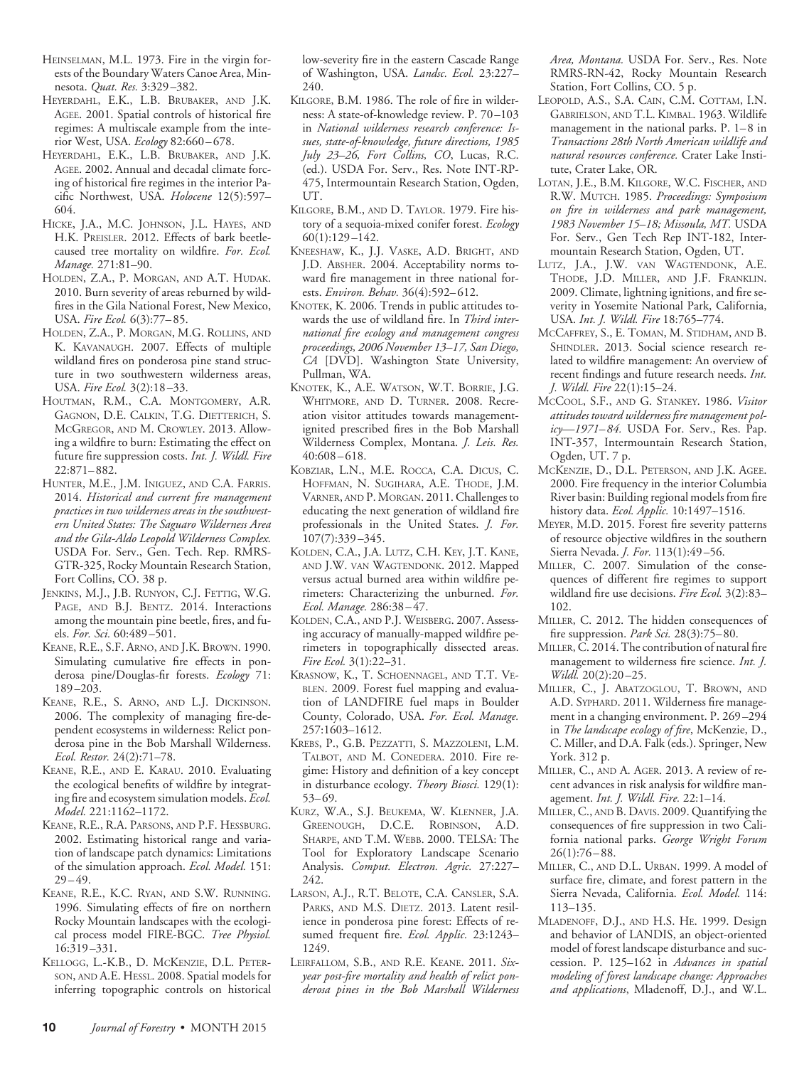Heinselman, M.L. 1973. Fire in the virgin forests of the Boundary Waters Canoe Area, Minnesota. *Quat. Res.* 3:329–382.

Heyerdahl, E.K., L.B. Brubaker, and J.K. Agee. 2001. Spatial controls of historical fire regimes: A multiscale example from the interior West, USA. *Ecology* 82:660–678.

Heyerdahl, E.K., L.B. Brubaker, and J.K. Agee. 2002. Annual and decadal climate forcing of historical fire regimes in the interior Pacific Northwest, USA. *Holocene* 12(5):597–604.

Hicke, J.A., M.C. Johnson, J.L. Hayes, and H.K. Preisler. 2012. Effects of bark beetle-caused tree mortality on wildfire. *For. Ecol. Manage.* 271:81–90.

Holden, Z.A., P. Morgan, and A.T. Hudak. 2010. Burn severity of areas reburned by wildfires in the Gila National Forest, New Mexico, USA. *Fire Ecol.* 6(3):77–85.

Holden, Z.A., P. Morgan, M.G. Rollins, and K. Kavanaugh. 2007. Effects of multiple wildland fires on ponderosa pine stand structure in two southwestern wilderness areas, USA. *Fire Ecol.* 3(2):18–33.

Houtman, R.M., C.A. Montgomery, A.R. Gagnon, D.E. Calkin, T.G. Dietterich, S. McGregor, and M. Crowley. 2013. Allowing a wildfire to burn: Estimating the effect on future fire suppression costs. *Int. J. Wildl. Fire* 22:871–882.

Hunter, M.E., J.M. Iniguez, and C.A. Farris. 2014. *Historical and current fire management practices in two wilderness areas in the southwestern United States: The Saguaro Wilderness Area and the Gila-Aldo Leopold Wilderness Complex.* USDA For. Serv., Gen. Tech. Rep. RMRS-GTR-325, Rocky Mountain Research Station, Fort Collins, CO. 38 p.

Jenkins, M.J., J.B. Runyon, C.J. Fettig, W.G. Page, and B.J. Bentz. 2014. Interactions among the mountain pine beetle, fires, and fuels. *For. Sci.* 60:489–501.

Keane, R.E., S.F. Arno, and J.K. Brown. 1990. Simulating cumulative fire effects in ponderosa pine/Douglas-fir forests. *Ecology* 71: 189–203.

Keane, R.E., S. Arno, and L.J. Dickinson. 2006. The complexity of managing fire-dependent ecosystems in wilderness: Relict ponderosa pine in the Bob Marshall Wilderness. *Ecol. Restor.* 24(2):71–78.

Keane, R.E., and E. Karau. 2010. Evaluating the ecological benefits of wildfire by integrating fire and ecosystem simulation models. *Ecol. Model.* 221:1162–1172.

Keane, R.E., R.A. Parsons, and P.F. Hessburg. 2002. Estimating historical range and variation of landscape patch dynamics: Limitations of the simulation approach. *Ecol. Model.* 151: 29–49.

Keane, R.E., K.C. Ryan, and S.W. Running. 1996. Simulating effects of fire on northern Rocky Mountain landscapes with the ecological process model FIRE-BGC. *Tree Physiol.* 16:319–331.

Kellogg, L.-K.B., D. McKenzie, D.L. Peterson, and A.E. Hessl. 2008. Spatial models for inferring topographic controls on historical low-severity fire in the eastern Cascade Range of Washington, USA. *Landsc. Ecol.* 23:227–240.

Kilgore, B.M. 1986. The role of fire in wilderness: A state-of-knowledge review. P. 70–103 in *National wilderness research conference: Issues, state-of-knowledge, future directions, 1985 July 23–26, Fort Collins, CO*, Lucas, R.C. (ed.). USDA For. Serv., Res. Note INT-RP-475, Intermountain Research Station, Ogden, UT.

Kilgore, B.M., and D. Taylor. 1979. Fire history of a sequoia-mixed conifer forest. *Ecology* 60(1):129–142.

Kneeshaw, K., J.J. Vaske, A.D. Bright, and J.D. Absher. 2004. Acceptability norms toward fire management in three national forests. *Environ. Behav.* 36(4):592–612.

Knotek, K. 2006. Trends in public attitudes towards the use of wildland fire. In *Third international fire ecology and management congress proceedings, 2006 November 13–17, San Diego, CA* [DVD]. Washington State University, Pullman, WA.

Knotek, K., A.E. Watson, W.T. Borrie, J.G. Whitmore, and D. Turner. 2008. Recreation visitor attitudes towards management-ignited prescribed fires in the Bob Marshall Wilderness Complex, Montana. *J. Leis. Res.* 40:608–618.

Kobziar, L.N., M.E. Rocca, C.A. Dicus, C. Hoffman, N. Sugihara, A.E. Thode, J.M. Varner, and P. Morgan. 2011. Challenges to educating the next generation of wildland fire professionals in the United States. *J. For.* 107(7):339–345.

Kolden, C.A., J.A. Lutz, C.H. Key, J.T. Kane, and J.W. van Wagtendonk. 2012. Mapped versus actual burned area within wildfire perimeters: Characterizing the unburned. *For. Ecol. Manage.* 286:38–47.

Kolden, C.A., and P.J. Weisberg. 2007. Assessing accuracy of manually-mapped wildfire perimeters in topographically dissected areas. *Fire Ecol.* 3(1):22–31.

Krasnow, K., T. Schoennagel, and T.T. Veblen. 2009. Forest fuel mapping and evaluation of LANDFIRE fuel maps in Boulder County, Colorado, USA. *For. Ecol. Manage.* 257:1603–1612.

Krebs, P., G.B. Pezzatti, S. Mazzoleni, L.M. Talbot, and M. Conedera. 2010. Fire regime: History and definition of a key concept in disturbance ecology. *Theory Biosci.* 129(1): 53–69.

Kurz, W.A., S.J. Beukema, W. Klenner, J.A. Greenough, D.C.E. Robinson, A.D. Sharpe, and T.M. Webb. 2000. TELSA: The Tool for Exploratory Landscape Scenario Analysis. *Comput. Electron. Agric.* 27:227–242.

Larson, A.J., R.T. Belote, C.A. Cansler, S.A. Parks, and M.S. Dietz. 2013. Latent resilience in ponderosa pine forest: Effects of resumed frequent fire. *Ecol. Applic.* 23:1243–1249.

Leirfallom, S.B., and R.E. Keane. 2011. *Six-year post-fire mortality and health of relict ponderosa pines in the Bob Marshall Wilderness Area, Montana.* USDA For. Serv., Res. Note RMRS-RN-42, Rocky Mountain Research Station, Fort Collins, CO. 5 p.

Leopold, A.S., S.A. Cain, C.M. Cottam, I.N. Gabrielson, and T.L. Kimbal. 1963. Wildlife management in the national parks. P. 1–8 in *Transactions 28th North American wildlife and natural resources conference.* Crater Lake Institute, Crater Lake, OR.

Lotan, J.E., B.M. Kilgore, W.C. Fischer, and R.W. Mutch. 1985. *Proceedings: Symposium on fire in wilderness and park management, 1983 November 15–18; Missoula, MT.* USDA For. Serv., Gen Tech Rep INT-182, Intermountain Research Station, Ogden, UT.

Lutz, J.A., J.W. van Wagtendonk, A.E. Thode, J.D. Miller, and J.F. Franklin. 2009. Climate, lightning ignitions, and fire severity in Yosemite National Park, California, USA. *Int. J. Wildl. Fire* 18:765–774.

McCaffrey, S., E. Toman, M. Stidham, and B. Shindler. 2013. Social science research related to wildfire management: An overview of recent findings and future research needs. *Int. J. Wildl. Fire* 22(1):15–24.

McCool, S.F., and G. Stankey. 1986. *Visitor attitudes toward wilderness fire management policy—1971–84.* USDA For. Serv., Res. Pap. INT-357, Intermountain Research Station, Ogden, UT. 7 p.

McKenzie, D., D.L. Peterson, and J.K. Agee. 2000. Fire frequency in the interior Columbia River basin: Building regional models from fire history data. *Ecol. Applic.* 10:1497–1516.

Meyer, M.D. 2015. Forest fire severity patterns of resource objective wildfires in the southern Sierra Nevada. *J. For.* 113(1):49–56.

Miller, C. 2007. Simulation of the consequences of different fire regimes to support wildland fire use decisions. *Fire Ecol.* 3(2):83–102.

Miller, C. 2012. The hidden consequences of fire suppression. *Park Sci.* 28(3):75–80.

Miller, C. 2014. The contribution of natural fire management to wilderness fire science. *Int. J. Wildl.* 20(2):20–25.

Miller, C., J. Abatzoglou, T. Brown, and A.D. Syphard. 2011. Wilderness fire management in a changing environment. P. 269–294 in *The landscape ecology of fire*, McKenzie, D., C. Miller, and D.A. Falk (eds.). Springer, New York. 312 p.

Miller, C., and A. Ager. 2013. A review of recent advances in risk analysis for wildfire management. *Int. J. Wildl. Fire.* 22:1–14.

Miller, C., and B. Davis. 2009. Quantifying the consequences of fire suppression in two California national parks. *George Wright Forum* 26(1):76–88.

Miller, C., and D.L. Urban. 1999. A model of surface fire, climate, and forest pattern in the Sierra Nevada, California. *Ecol. Model.* 114: 113–135.

Mladenoff, D.J., and H.S. He. 1999. Design and behavior of LANDIS, an object-oriented model of forest landscape disturbance and succession. P. 125–162 in *Advances in spatial modeling of forest landscape change: Approaches and applications*, Mladenoff, D.J., and W.L.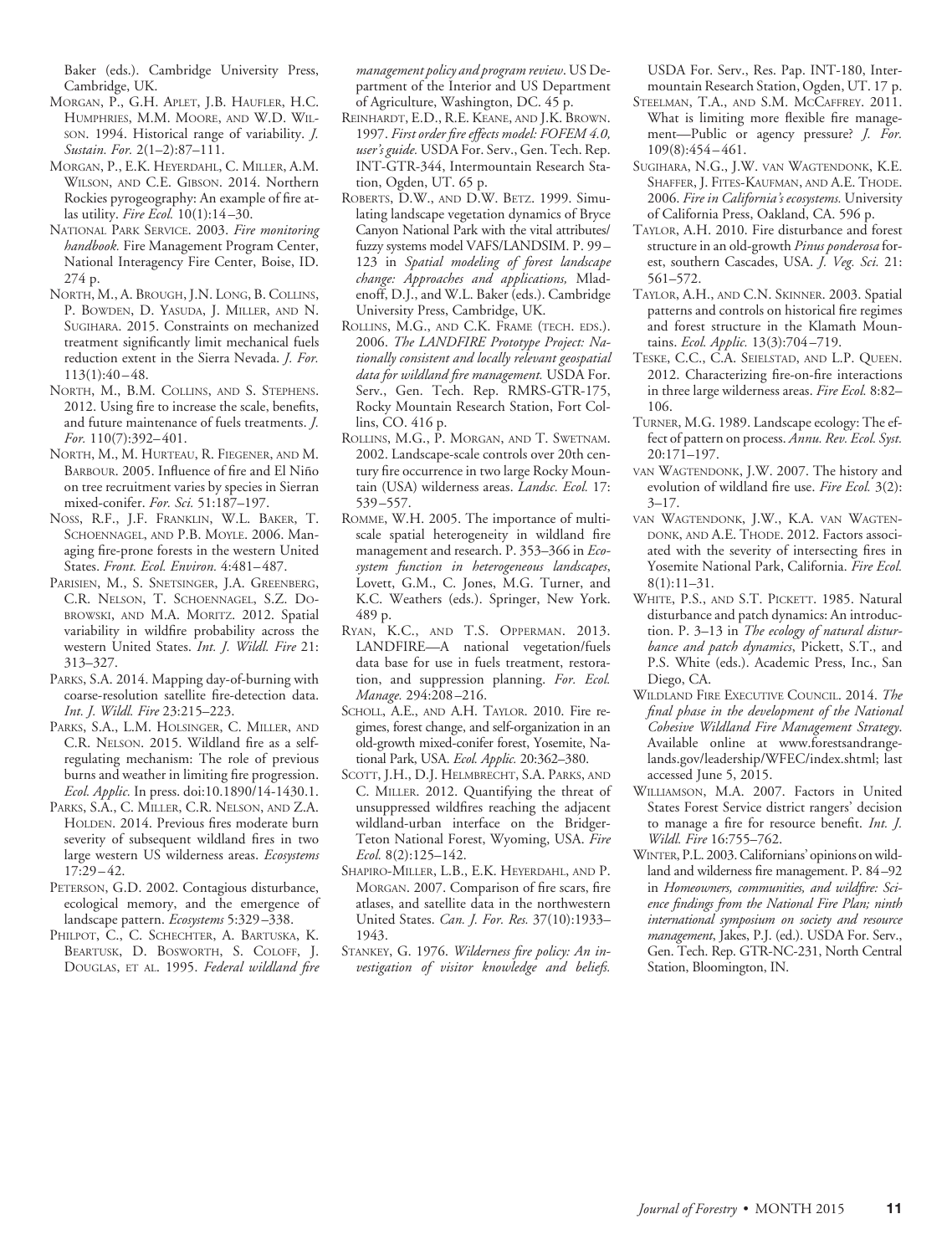Baker (eds.). Cambridge University Press, Cambridge, UK.

MORGAN, P., G.H. APLET, J.B. HAUFLER, H.C. HUMPHRIES, M.M. MOORE, AND W.D. WILSON. 1994. Historical range of variability. *J. Sustain. For.* 2(1–2):87–111.

MORGAN, P., E.K. HEYERDAHL, C. MILLER, A.M. WILSON, AND C.E. GIBSON. 2014. Northern Rockies pyrogeography: An example of fire atlas utility. *Fire Ecol.* 10(1):14–30.

NATIONAL PARK SERVICE. 2003. *Fire monitoring handbook.* Fire Management Program Center, National Interagency Fire Center, Boise, ID. 274 p.

NORTH, M., A. BROUGH, J.N. LONG, B. COLLINS, P. BOWDEN, D. YASUDA, J. MILLER, AND N. SUGIHARA. 2015. Constraints on mechanized treatment significantly limit mechanical fuels reduction extent in the Sierra Nevada. *J. For.* 113(1):40–48.

NORTH, M., B.M. COLLINS, AND S. STEPHENS. 2012. Using fire to increase the scale, benefits, and future maintenance of fuels treatments. *J. For.* 110(7):392–401.

NORTH, M., M. HURTEAU, R. FIEGENER, AND M. BARBOUR. 2005. Influence of fire and El Niño on tree recruitment varies by species in Sierran mixed-conifer. *For. Sci.* 51:187–197.

NOSS, R.F., J.F. FRANKLIN, W.L. BAKER, T. SCHOENNAGEL, AND P.B. MOYLE. 2006. Managing fire-prone forests in the western United States. *Front. Ecol. Environ.* 4:481–487.

PARISIEN, M., S. SNETSINGER, J.A. GREENBERG, C.R. NELSON, T. SCHOENNAGEL, S.Z. DOBROWSKI, AND M.A. MORITZ. 2012. Spatial variability in wildfire probability across the western United States. *Int. J. Wildl. Fire* 21: 313–327.

PARKS, S.A. 2014. Mapping day-of-burning with coarse-resolution satellite fire-detection data. *Int. J. Wildl. Fire* 23:215–223.

PARKS, S.A., L.M. HOLSINGER, C. MILLER, AND C.R. NELSON. 2015. Wildland fire as a self-regulating mechanism: The role of previous burns and weather in limiting fire progression. *Ecol. Applic.* In press. doi:10.1890/14-1430.1.

PARKS, S.A., C. MILLER, C.R. NELSON, AND Z.A. HOLDEN. 2014. Previous fires moderate burn severity of subsequent wildland fires in two large western US wilderness areas. *Ecosystems* 17:29–42.

PETERSON, G.D. 2002. Contagious disturbance, ecological memory, and the emergence of landscape pattern. *Ecosystems* 5:329–338.

PHILPOT, C., C. SCHECHTER, A. BARTUSKA, K. BEARTUSK, D. BOSWORTH, S. COLOFF, J. DOUGLAS, ET AL. 1995. *Federal wildland fire management policy and program review*. US Department of the Interior and US Department of Agriculture, Washington, DC. 45 p.

REINHARDT, E.D., R.E. KEANE, AND J.K. BROWN. 1997. *First order fire effects model: FOFEM 4.0, user's guide.* USDA For. Serv., Gen. Tech. Rep. INT-GTR-344, Intermountain Research Station, Ogden, UT. 65 p.

ROBERTS, D.W., AND D.W. BETZ. 1999. Simulating landscape vegetation dynamics of Bryce Canyon National Park with the vital attributes/fuzzy systems model VAFS/LANDSIM. P. 99–123 in *Spatial modeling of forest landscape change: Approaches and applications,* Mladenoff, D.J., and W.L. Baker (eds.). Cambridge University Press, Cambridge, UK.

ROLLINS, M.G., AND C.K. FRAME (TECH. EDS.). 2006. *The LANDFIRE Prototype Project: Nationally consistent and locally relevant geospatial data for wildland fire management.* USDA For. Serv., Gen. Tech. Rep. RMRS-GTR-175, Rocky Mountain Research Station, Fort Collins, CO. 416 p.

ROLLINS, M.G., P. MORGAN, AND T. SWETNAM. 2002. Landscape-scale controls over 20th century fire occurrence in two large Rocky Mountain (USA) wilderness areas. *Landsc. Ecol.* 17: 539–557.

ROMME, W.H. 2005. The importance of multi-scale spatial heterogeneity in wildland fire management and research. P. 353–366 in *Ecosystem function in heterogeneous landscapes*, Lovett, G.M., C. Jones, M.G. Turner, and K.C. Weathers (eds.). Springer, New York. 489 p.

RYAN, K.C., AND T.S. OPPERMAN. 2013. LANDFIRE—A national vegetation/fuels data base for use in fuels treatment, restoration, and suppression planning. *For. Ecol. Manage.* 294:208–216.

SCHOLL, A.E., AND A.H. TAYLOR. 2010. Fire regimes, forest change, and self-organization in an old-growth mixed-conifer forest, Yosemite, National Park, USA. *Ecol. Applic.* 20:362–380.

SCOTT, J.H., D.J. HELMBRECHT, S.A. PARKS, AND C. MILLER. 2012. Quantifying the threat of unsuppressed wildfires reaching the adjacent wildland-urban interface on the Bridger-Teton National Forest, Wyoming, USA. *Fire Ecol.* 8(2):125–142.

SHAPIRO-MILLER, L.B., E.K. HEYERDAHL, AND P. MORGAN. 2007. Comparison of fire scars, fire atlases, and satellite data in the northwestern United States. *Can. J. For. Res.* 37(10):1933–1943.

STANKEY, G. 1976. *Wilderness fire policy: An investigation of visitor knowledge and beliefs.* USDA For. Serv., Res. Pap. INT-180, Intermountain Research Station, Ogden, UT. 17 p.

STEELMAN, T.A., AND S.M. MCCAFFREY. 2011. What is limiting more flexible fire management—Public or agency pressure? *J. For.* 109(8):454–461.

SUGIHARA, N.G., J.W. VAN WAGTENDONK, K.E. SHAFFER, J. FITES-KAUFMAN, AND A.E. THODE. 2006. *Fire in California's ecosystems.* University of California Press, Oakland, CA. 596 p.

TAYLOR, A.H. 2010. Fire disturbance and forest structure in an old-growth *Pinus ponderosa* forest, southern Cascades, USA. *J. Veg. Sci.* 21: 561–572.

TAYLOR, A.H., AND C.N. SKINNER. 2003. Spatial patterns and controls on historical fire regimes and forest structure in the Klamath Mountains. *Ecol. Applic.* 13(3):704–719.

TESKE, C.C., C.A. SEIELSTAD, AND L.P. QUEEN. 2012. Characterizing fire-on-fire interactions in three large wilderness areas. *Fire Ecol.* 8:82–106.

TURNER, M.G. 1989. Landscape ecology: The effect of pattern on process. *Annu. Rev. Ecol. Syst.* 20:171–197.

VAN WAGTENDONK, J.W. 2007. The history and evolution of wildland fire use. *Fire Ecol.* 3(2): 3–17.

VAN WAGTENDONK, J.W., K.A. VAN WAGTENDONK, AND A.E. THODE. 2012. Factors associated with the severity of intersecting fires in Yosemite National Park, California. *Fire Ecol.* 8(1):11–31.

WHITE, P.S., AND S.T. PICKETT. 1985. Natural disturbance and patch dynamics: An introduction. P. 3–13 in *The ecology of natural disturbance and patch dynamics*, Pickett, S.T., and P.S. White (eds.). Academic Press, Inc., San Diego, CA.

WILDLAND FIRE EXECUTIVE COUNCIL. 2014. *The final phase in the development of the National Cohesive Wildland Fire Management Strategy*. Available online at www.forestsandrangelands.gov/leadership/WFEC/index.shtml; last accessed June 5, 2015.

WILLIAMSON, M.A. 2007. Factors in United States Forest Service district rangers' decision to manage a fire for resource benefit. *Int. J. Wildl. Fire* 16:755–762.

WINTER, P.L. 2003. Californians' opinions on wildland and wilderness fire management. P. 84–92 in *Homeowners, communities, and wildfire: Science findings from the National Fire Plan; ninth international symposium on society and resource management*, Jakes, P.J. (ed.). USDA For. Serv., Gen. Tech. Rep. GTR-NC-231, North Central Station, Bloomington, IN.